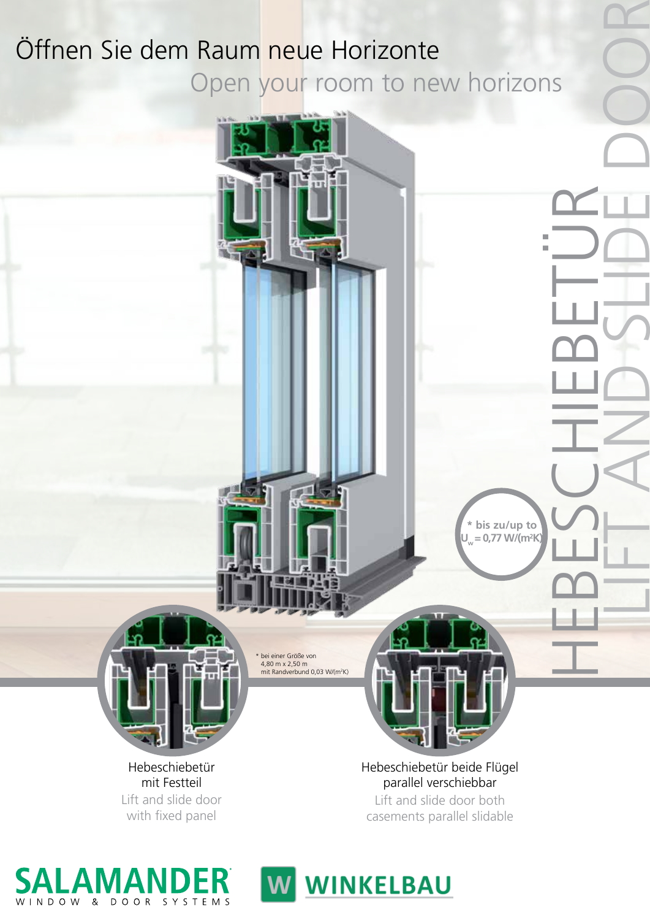# Öffnen Sie dem Raum neue Horizonte

## Open your room to new horizons

# HEBESCHIEBETÜR

# LIFT AND SLIDE DOOR

\* bis zu/up to $U_w$ = 0,77 W/(m²K)

\* bei einer Größe von 4,80 m x 2,50 m mit Randverbund 0,03 W/(m²K)

Hebeschiebetür mit Festteil

Lift and slide door with fixed panel

Hebeschiebetür beide Flügel parallel verschiebbar

Lift and slide door both casements parallel slidable

SALAMANDER WINDOW & DOOR SYSTEMS

WINKELBAU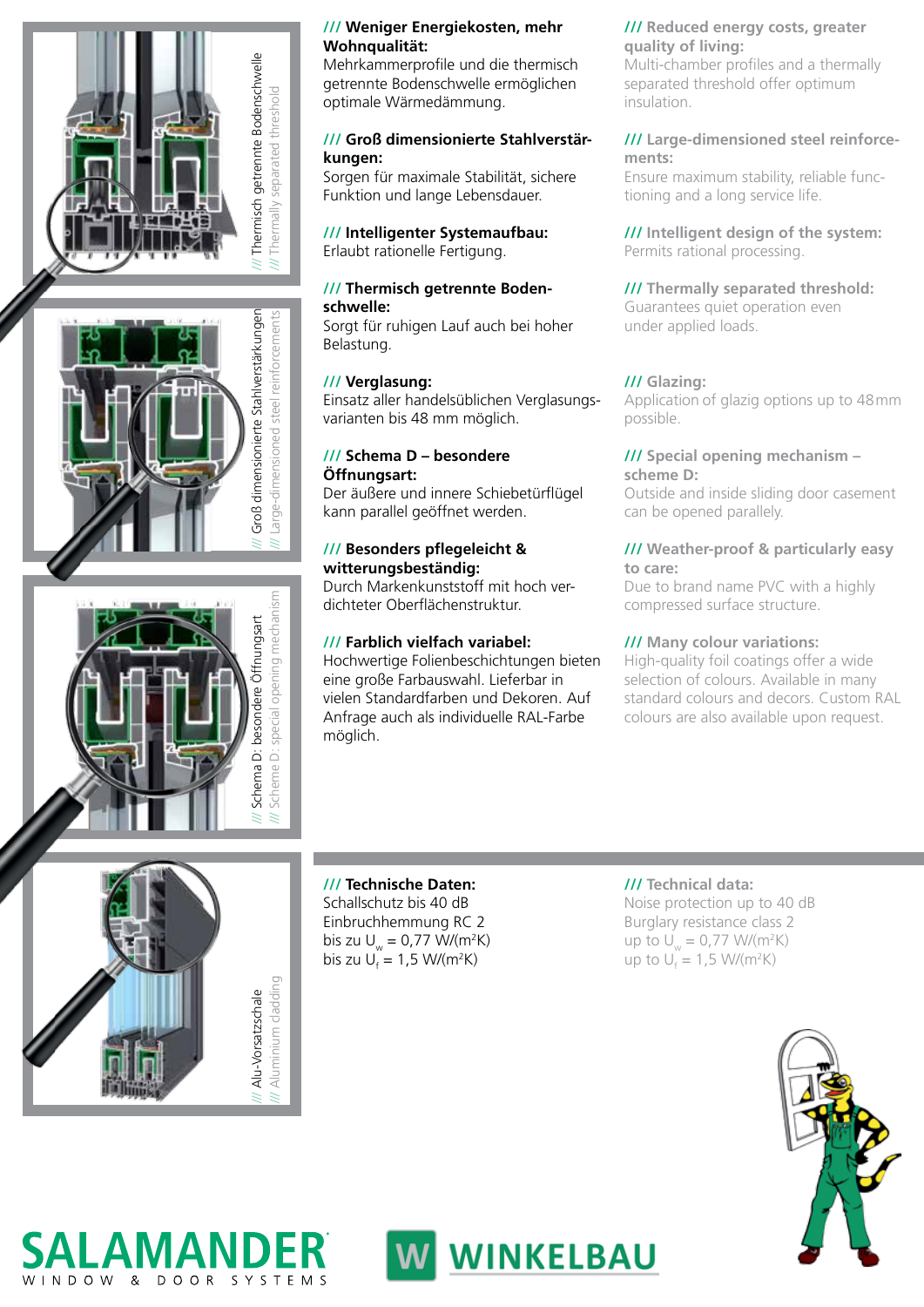/// Thermisch getrennte Bodenschwelle
/// Thermally separated threshold

/// Groß dimensionierte Stahlverstärkungen
/// Large-dimensioned steel reinforcements

/// Schema D: besondere Öffnungsart
/// Scheme D: special opening mechanism

/// Alu-Vorsatzschale
/// Aluminium cladding

**/// Weniger Energiekosten, mehr Wohnqualität:**
Mehrkammerprofile und die thermisch getrennte Bodenschwelle ermöglichen optimale Wärmedämmung.

**/// Groß dimensionierte Stahlverstärkungen:**
Sorgen für maximale Stabilität, sichere Funktion und lange Lebensdauer.

**/// Intelligenter Systemaufbau:**
Erlaubt rationelle Fertigung.

**/// Thermisch getrennte Bodenschwelle:**
Sorgt für ruhigen Lauf auch bei hoher Belastung.

**/// Verglasung:**
Einsatz aller handelsüblichen Verglasungsvarianten bis 48 mm möglich.

**/// Schema D – besondere Öffnungsart:**
Der äußere und innere Schiebetürflügel kann parallel geöffnet werden.

**/// Besonders pflegeleicht & witterungsbeständig:**
Durch Markenkunststoff mit hoch verdichteter Oberflächenstruktur.

**/// Farblich vielfach variabel:**
Hochwertige Folienbeschichtungen bieten eine große Farbauswahl. Lieferbar in vielen Standardfarben und Dekoren. Auf Anfrage auch als individuelle RAL-Farbe möglich.

**/// Reduced energy costs, greater quality of living:**
Multi-chamber profiles and a thermally separated threshold offer optimum insulation.

**/// Large-dimensioned steel reinforcements:**
Ensure maximum stability, reliable functioning and a long service life.

**/// Intelligent design of the system:**
Permits rational processing.

**/// Thermally separated threshold:**
Guarantees quiet operation even under applied loads.

**/// Glazing:**
Application of glazig options up to 48mm possible.

**/// Special opening mechanism – scheme D:**
Outside and inside sliding door casement can be opened parallely.

**/// Weather-proof & particularly easy to care:**
Due to brand name PVC with a highly compressed surface structure.

**/// Many colour variations:**
High-quality foil coatings offer a wide selection of colours. Available in many standard colours and decors. Custom RAL colours are also available upon request.

**/// Technische Daten:**
Schallschutz bis 40 dB
Einbruchhemmung RC 2
bis zu $U_w$ = 0,77 W/(m²K)
bis zu $U_f$ = 1,5 W/(m²K)

**/// Technical data:**
Noise protection up to 40 dB
Burglary resistance class 2
up to $U_w$ = 0,77 W/(m²K)
up to $U_f$ = 1,5 W/(m²K)

SALAMANDER WINDOW & DOOR SYSTEMS

WINKELBAU